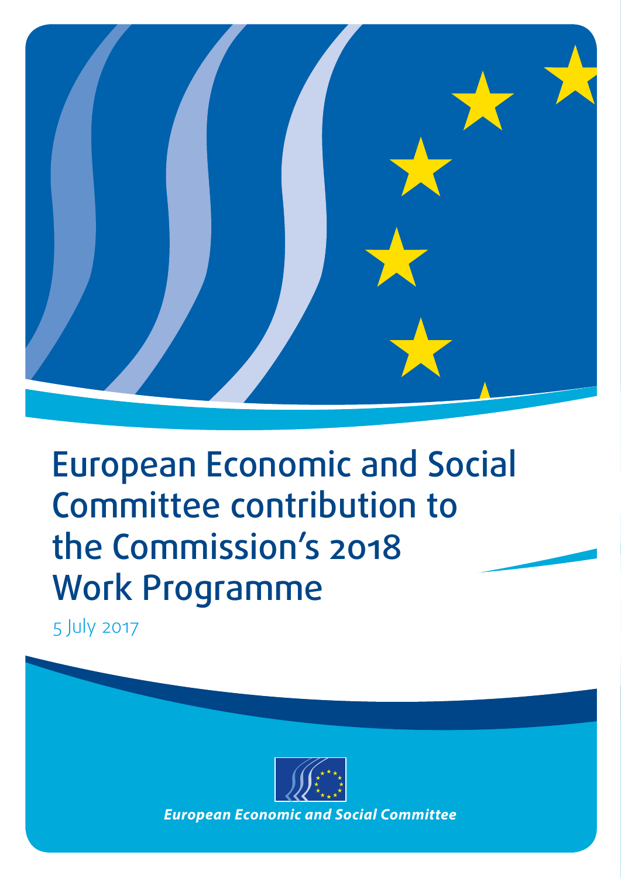# European Economic and Social Committee contribution to the Commission's 2018 Work Programme

5 July 2017

*European Economic and Social Committee*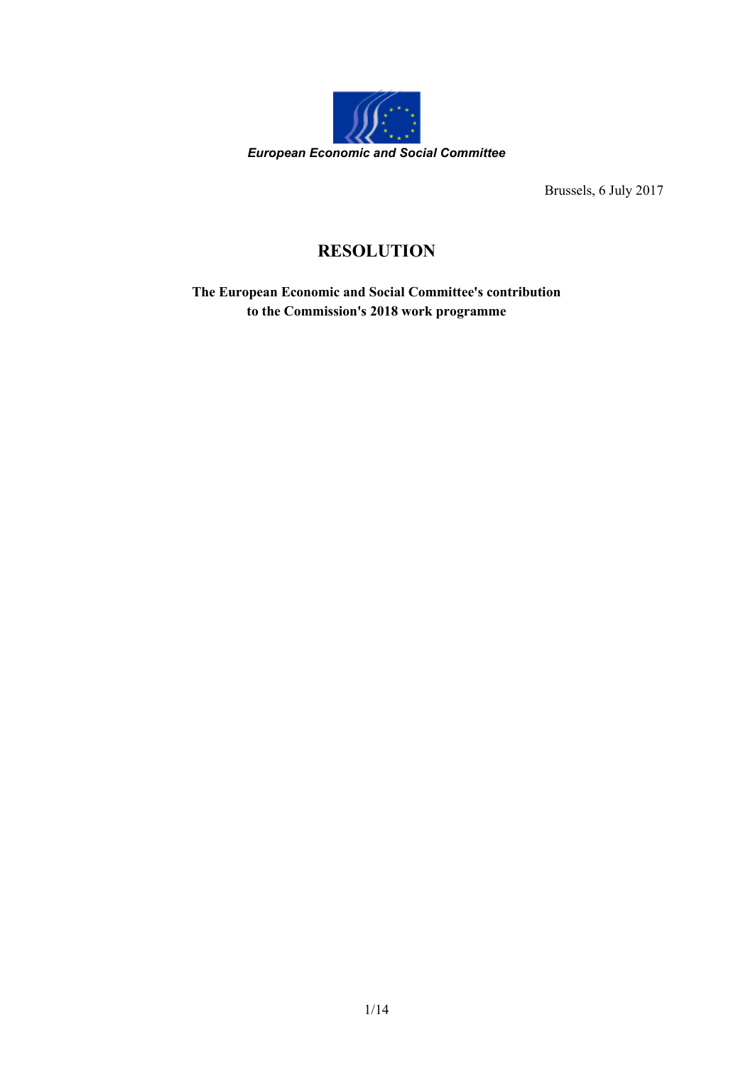*European Economic and Social Committee*

Brussels, 6 July 2017

# RESOLUTION

**The European Economic and Social Committee's contribution to the Commission's 2018 work programme**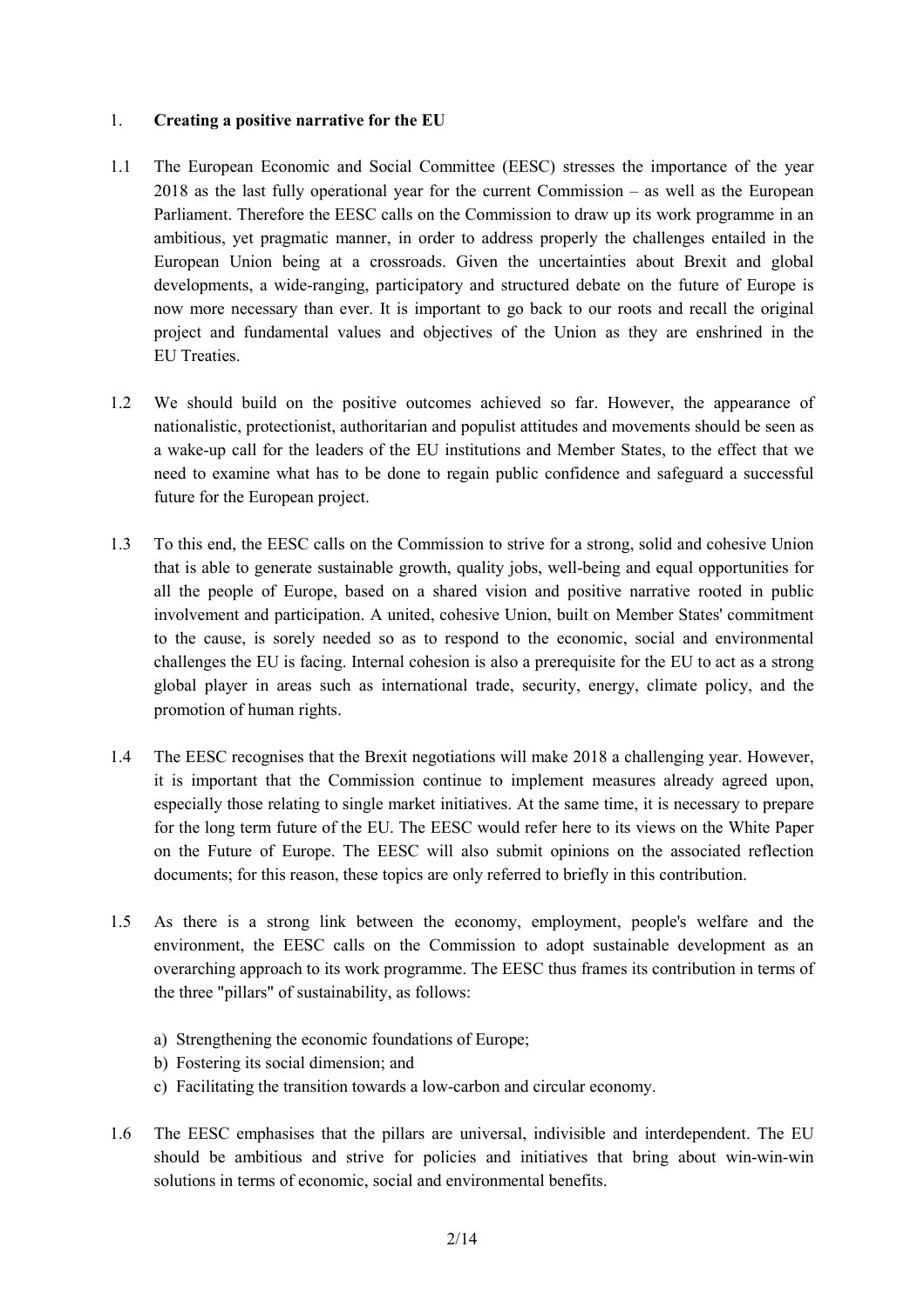## 1. Creating a positive narrative for the EU

1.1 The European Economic and Social Committee (EESC) stresses the importance of the year 2018 as the last fully operational year for the current Commission – as well as the European Parliament. Therefore the EESC calls on the Commission to draw up its work programme in an ambitious, yet pragmatic manner, in order to address properly the challenges entailed in the European Union being at a crossroads. Given the uncertainties about Brexit and global developments, a wide-ranging, participatory and structured debate on the future of Europe is now more necessary than ever. It is important to go back to our roots and recall the original project and fundamental values and objectives of the Union as they are enshrined in the EU Treaties.

1.2 We should build on the positive outcomes achieved so far. However, the appearance of nationalistic, protectionist, authoritarian and populist attitudes and movements should be seen as a wake-up call for the leaders of the EU institutions and Member States, to the effect that we need to examine what has to be done to regain public confidence and safeguard a successful future for the European project.

1.3 To this end, the EESC calls on the Commission to strive for a strong, solid and cohesive Union that is able to generate sustainable growth, quality jobs, well-being and equal opportunities for all the people of Europe, based on a shared vision and positive narrative rooted in public involvement and participation. A united, cohesive Union, built on Member States' commitment to the cause, is sorely needed so as to respond to the economic, social and environmental challenges the EU is facing. Internal cohesion is also a prerequisite for the EU to act as a strong global player in areas such as international trade, security, energy, climate policy, and the promotion of human rights.

1.4 The EESC recognises that the Brexit negotiations will make 2018 a challenging year. However, it is important that the Commission continue to implement measures already agreed upon, especially those relating to single market initiatives. At the same time, it is necessary to prepare for the long term future of the EU. The EESC would refer here to its views on the White Paper on the Future of Europe. The EESC will also submit opinions on the associated reflection documents; for this reason, these topics are only referred to briefly in this contribution.

1.5 As there is a strong link between the economy, employment, people's welfare and the environment, the EESC calls on the Commission to adopt sustainable development as an overarching approach to its work programme. The EESC thus frames its contribution in terms of the three "pillars" of sustainability, as follows:

a) Strengthening the economic foundations of Europe;
b) Fostering its social dimension; and
c) Facilitating the transition towards a low-carbon and circular economy.

1.6 The EESC emphasises that the pillars are universal, indivisible and interdependent. The EU should be ambitious and strive for policies and initiatives that bring about win-win-win solutions in terms of economic, social and environmental benefits.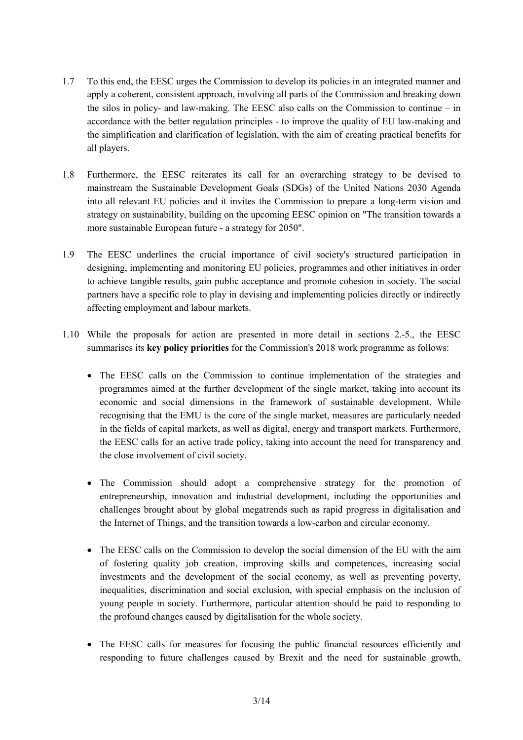1.7 To this end, the EESC urges the Commission to develop its policies in an integrated manner and apply a coherent, consistent approach, involving all parts of the Commission and breaking down the silos in policy- and law-making. The EESC also calls on the Commission to continue – in accordance with the better regulation principles - to improve the quality of EU law-making and the simplification and clarification of legislation, with the aim of creating practical benefits for all players.

1.8 Furthermore, the EESC reiterates its call for an overarching strategy to be devised to mainstream the Sustainable Development Goals (SDGs) of the United Nations 2030 Agenda into all relevant EU policies and it invites the Commission to prepare a long-term vision and strategy on sustainability, building on the upcoming EESC opinion on "The transition towards a more sustainable European future - a strategy for 2050".

1.9 The EESC underlines the crucial importance of civil society's structured participation in designing, implementing and monitoring EU policies, programmes and other initiatives in order to achieve tangible results, gain public acceptance and promote cohesion in society. The social partners have a specific role to play in devising and implementing policies directly or indirectly affecting employment and labour markets.

1.10 While the proposals for action are presented in more detail in sections 2.-5., the EESC summarises its **key policy priorities** for the Commission's 2018 work programme as follows:

- The EESC calls on the Commission to continue implementation of the strategies and programmes aimed at the further development of the single market, taking into account its economic and social dimensions in the framework of sustainable development. While recognising that the EMU is the core of the single market, measures are particularly needed in the fields of capital markets, as well as digital, energy and transport markets. Furthermore, the EESC calls for an active trade policy, taking into account the need for transparency and the close involvement of civil society.

- The Commission should adopt a comprehensive strategy for the promotion of entrepreneurship, innovation and industrial development, including the opportunities and challenges brought about by global megatrends such as rapid progress in digitalisation and the Internet of Things, and the transition towards a low-carbon and circular economy.

- The EESC calls on the Commission to develop the social dimension of the EU with the aim of fostering quality job creation, improving skills and competences, increasing social investments and the development of the social economy, as well as preventing poverty, inequalities, discrimination and social exclusion, with special emphasis on the inclusion of young people in society. Furthermore, particular attention should be paid to responding to the profound changes caused by digitalisation for the whole society.

- The EESC calls for measures for focusing the public financial resources efficiently and responding to future challenges caused by Brexit and the need for sustainable growth,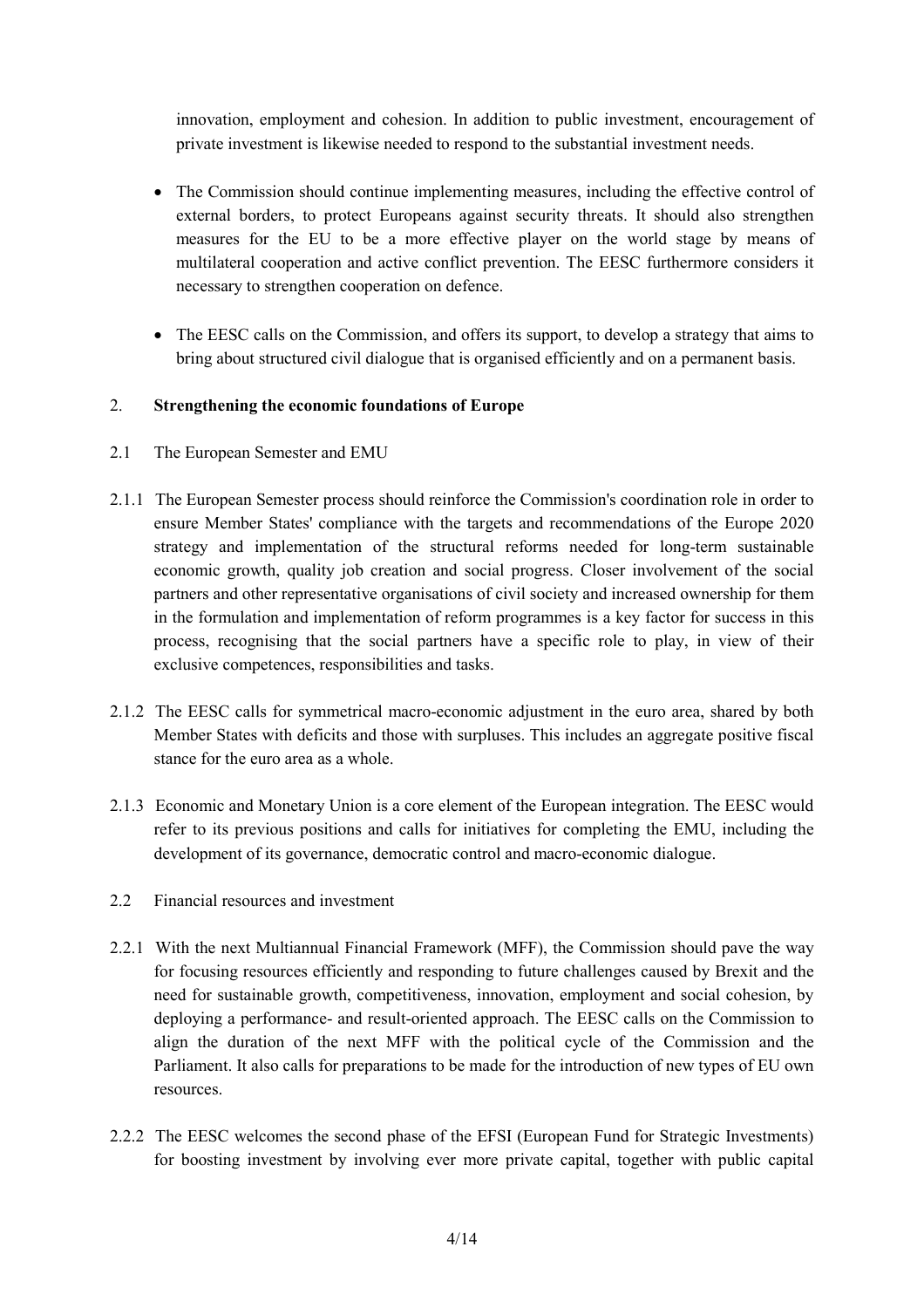innovation, employment and cohesion. In addition to public investment, encouragement of private investment is likewise needed to respond to the substantial investment needs.

- The Commission should continue implementing measures, including the effective control of external borders, to protect Europeans against security threats. It should also strengthen measures for the EU to be a more effective player on the world stage by means of multilateral cooperation and active conflict prevention. The EESC furthermore considers it necessary to strengthen cooperation on defence.

- The EESC calls on the Commission, and offers its support, to develop a strategy that aims to bring about structured civil dialogue that is organised efficiently and on a permanent basis.

## 2. Strengthening the economic foundations of Europe

### 2.1 The European Semester and EMU

2.1.1 The European Semester process should reinforce the Commission's coordination role in order to ensure Member States' compliance with the targets and recommendations of the Europe 2020 strategy and implementation of the structural reforms needed for long-term sustainable economic growth, quality job creation and social progress. Closer involvement of the social partners and other representative organisations of civil society and increased ownership for them in the formulation and implementation of reform programmes is a key factor for success in this process, recognising that the social partners have a specific role to play, in view of their exclusive competences, responsibilities and tasks.

2.1.2 The EESC calls for symmetrical macro-economic adjustment in the euro area, shared by both Member States with deficits and those with surpluses. This includes an aggregate positive fiscal stance for the euro area as a whole.

2.1.3 Economic and Monetary Union is a core element of the European integration. The EESC would refer to its previous positions and calls for initiatives for completing the EMU, including the development of its governance, democratic control and macro-economic dialogue.

### 2.2 Financial resources and investment

2.2.1 With the next Multiannual Financial Framework (MFF), the Commission should pave the way for focusing resources efficiently and responding to future challenges caused by Brexit and the need for sustainable growth, competitiveness, innovation, employment and social cohesion, by deploying a performance- and result-oriented approach. The EESC calls on the Commission to align the duration of the next MFF with the political cycle of the Commission and the Parliament. It also calls for preparations to be made for the introduction of new types of EU own resources.

2.2.2 The EESC welcomes the second phase of the EFSI (European Fund for Strategic Investments) for boosting investment by involving ever more private capital, together with public capital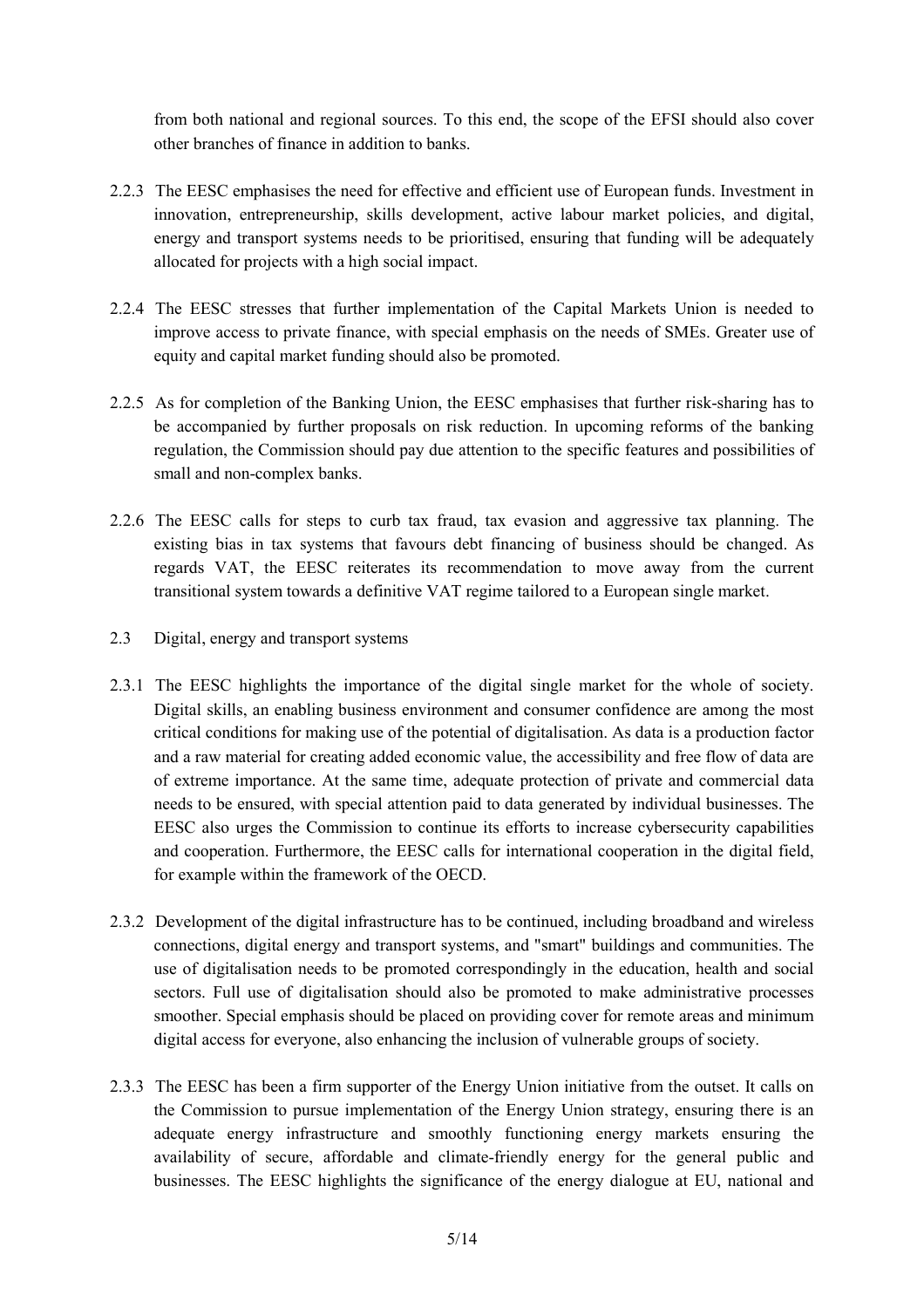from both national and regional sources. To this end, the scope of the EFSI should also cover other branches of finance in addition to banks.

2.2.3 The EESC emphasises the need for effective and efficient use of European funds. Investment in innovation, entrepreneurship, skills development, active labour market policies, and digital, energy and transport systems needs to be prioritised, ensuring that funding will be adequately allocated for projects with a high social impact.

2.2.4 The EESC stresses that further implementation of the Capital Markets Union is needed to improve access to private finance, with special emphasis on the needs of SMEs. Greater use of equity and capital market funding should also be promoted.

2.2.5 As for completion of the Banking Union, the EESC emphasises that further risk-sharing has to be accompanied by further proposals on risk reduction. In upcoming reforms of the banking regulation, the Commission should pay due attention to the specific features and possibilities of small and non-complex banks.

2.2.6 The EESC calls for steps to curb tax fraud, tax evasion and aggressive tax planning. The existing bias in tax systems that favours debt financing of business should be changed. As regards VAT, the EESC reiterates its recommendation to move away from the current transitional system towards a definitive VAT regime tailored to a European single market.

2.3 Digital, energy and transport systems

2.3.1 The EESC highlights the importance of the digital single market for the whole of society. Digital skills, an enabling business environment and consumer confidence are among the most critical conditions for making use of the potential of digitalisation. As data is a production factor and a raw material for creating added economic value, the accessibility and free flow of data are of extreme importance. At the same time, adequate protection of private and commercial data needs to be ensured, with special attention paid to data generated by individual businesses. The EESC also urges the Commission to continue its efforts to increase cybersecurity capabilities and cooperation. Furthermore, the EESC calls for international cooperation in the digital field, for example within the framework of the OECD.

2.3.2 Development of the digital infrastructure has to be continued, including broadband and wireless connections, digital energy and transport systems, and "smart" buildings and communities. The use of digitalisation needs to be promoted correspondingly in the education, health and social sectors. Full use of digitalisation should also be promoted to make administrative processes smoother. Special emphasis should be placed on providing cover for remote areas and minimum digital access for everyone, also enhancing the inclusion of vulnerable groups of society.

2.3.3 The EESC has been a firm supporter of the Energy Union initiative from the outset. It calls on the Commission to pursue implementation of the Energy Union strategy, ensuring there is an adequate energy infrastructure and smoothly functioning energy markets ensuring the availability of secure, affordable and climate-friendly energy for the general public and businesses. The EESC highlights the significance of the energy dialogue at EU, national and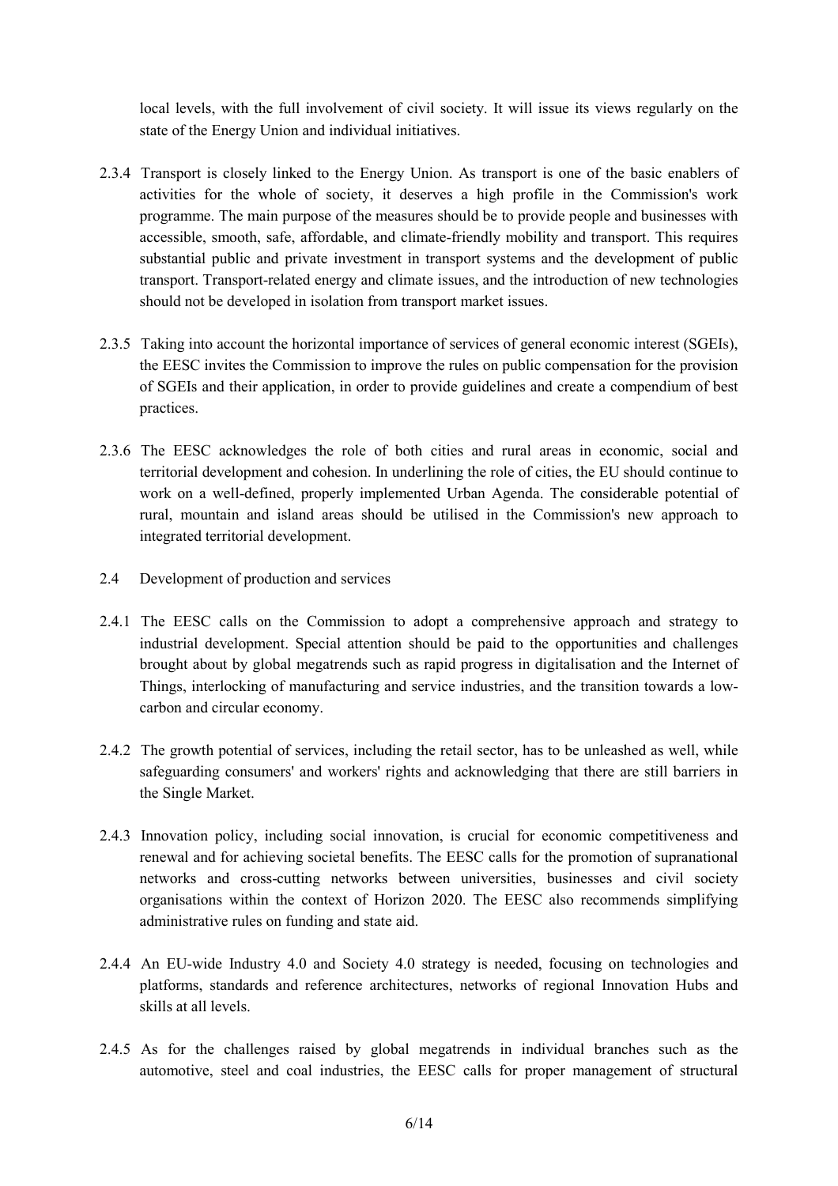local levels, with the full involvement of civil society. It will issue its views regularly on the state of the Energy Union and individual initiatives.

2.3.4 Transport is closely linked to the Energy Union. As transport is one of the basic enablers of activities for the whole of society, it deserves a high profile in the Commission's work programme. The main purpose of the measures should be to provide people and businesses with accessible, smooth, safe, affordable, and climate-friendly mobility and transport. This requires substantial public and private investment in transport systems and the development of public transport. Transport-related energy and climate issues, and the introduction of new technologies should not be developed in isolation from transport market issues.

2.3.5 Taking into account the horizontal importance of services of general economic interest (SGEIs), the EESC invites the Commission to improve the rules on public compensation for the provision of SGEIs and their application, in order to provide guidelines and create a compendium of best practices.

2.3.6 The EESC acknowledges the role of both cities and rural areas in economic, social and territorial development and cohesion. In underlining the role of cities, the EU should continue to work on a well-defined, properly implemented Urban Agenda. The considerable potential of rural, mountain and island areas should be utilised in the Commission's new approach to integrated territorial development.

2.4 Development of production and services

2.4.1 The EESC calls on the Commission to adopt a comprehensive approach and strategy to industrial development. Special attention should be paid to the opportunities and challenges brought about by global megatrends such as rapid progress in digitalisation and the Internet of Things, interlocking of manufacturing and service industries, and the transition towards a low-carbon and circular economy.

2.4.2 The growth potential of services, including the retail sector, has to be unleashed as well, while safeguarding consumers' and workers' rights and acknowledging that there are still barriers in the Single Market.

2.4.3 Innovation policy, including social innovation, is crucial for economic competitiveness and renewal and for achieving societal benefits. The EESC calls for the promotion of supranational networks and cross-cutting networks between universities, businesses and civil society organisations within the context of Horizon 2020. The EESC also recommends simplifying administrative rules on funding and state aid.

2.4.4 An EU-wide Industry 4.0 and Society 4.0 strategy is needed, focusing on technologies and platforms, standards and reference architectures, networks of regional Innovation Hubs and skills at all levels.

2.4.5 As for the challenges raised by global megatrends in individual branches such as the automotive, steel and coal industries, the EESC calls for proper management of structural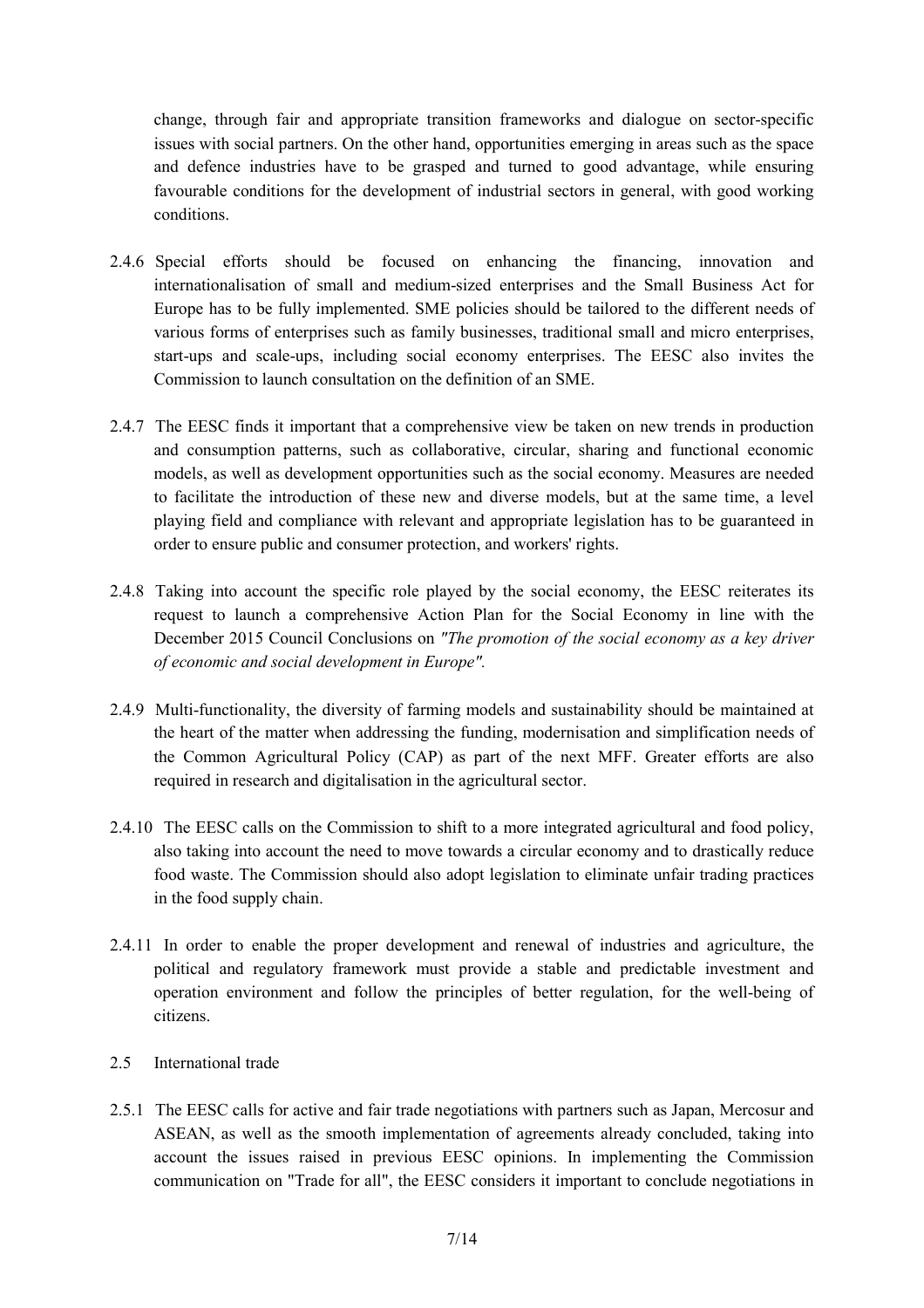change, through fair and appropriate transition frameworks and dialogue on sector-specific issues with social partners. On the other hand, opportunities emerging in areas such as the space and defence industries have to be grasped and turned to good advantage, while ensuring favourable conditions for the development of industrial sectors in general, with good working conditions.

2.4.6 Special efforts should be focused on enhancing the financing, innovation and internationalisation of small and medium-sized enterprises and the Small Business Act for Europe has to be fully implemented. SME policies should be tailored to the different needs of various forms of enterprises such as family businesses, traditional small and micro enterprises, start-ups and scale-ups, including social economy enterprises. The EESC also invites the Commission to launch consultation on the definition of an SME.

2.4.7 The EESC finds it important that a comprehensive view be taken on new trends in production and consumption patterns, such as collaborative, circular, sharing and functional economic models, as well as development opportunities such as the social economy. Measures are needed to facilitate the introduction of these new and diverse models, but at the same time, a level playing field and compliance with relevant and appropriate legislation has to be guaranteed in order to ensure public and consumer protection, and workers' rights.

2.4.8 Taking into account the specific role played by the social economy, the EESC reiterates its request to launch a comprehensive Action Plan for the Social Economy in line with the December 2015 Council Conclusions on *"The promotion of the social economy as a key driver of economic and social development in Europe".*

2.4.9 Multi-functionality, the diversity of farming models and sustainability should be maintained at the heart of the matter when addressing the funding, modernisation and simplification needs of the Common Agricultural Policy (CAP) as part of the next MFF. Greater efforts are also required in research and digitalisation in the agricultural sector.

2.4.10 The EESC calls on the Commission to shift to a more integrated agricultural and food policy, also taking into account the need to move towards a circular economy and to drastically reduce food waste. The Commission should also adopt legislation to eliminate unfair trading practices in the food supply chain.

2.4.11 In order to enable the proper development and renewal of industries and agriculture, the political and regulatory framework must provide a stable and predictable investment and operation environment and follow the principles of better regulation, for the well-being of citizens.

2.5 International trade

2.5.1 The EESC calls for active and fair trade negotiations with partners such as Japan, Mercosur and ASEAN, as well as the smooth implementation of agreements already concluded, taking into account the issues raised in previous EESC opinions. In implementing the Commission communication on "Trade for all", the EESC considers it important to conclude negotiations in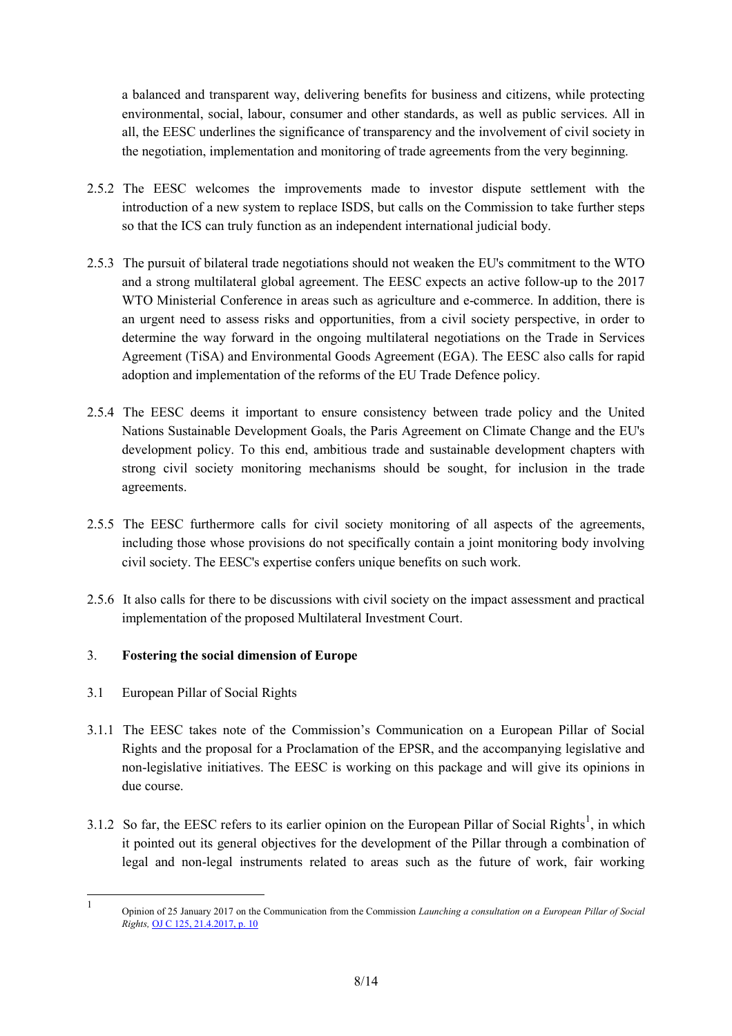a balanced and transparent way, delivering benefits for business and citizens, while protecting environmental, social, labour, consumer and other standards, as well as public services. All in all, the EESC underlines the significance of transparency and the involvement of civil society in the negotiation, implementation and monitoring of trade agreements from the very beginning.

2.5.2 The EESC welcomes the improvements made to investor dispute settlement with the introduction of a new system to replace ISDS, but calls on the Commission to take further steps so that the ICS can truly function as an independent international judicial body.

2.5.3 The pursuit of bilateral trade negotiations should not weaken the EU's commitment to the WTO and a strong multilateral global agreement. The EESC expects an active follow-up to the 2017 WTO Ministerial Conference in areas such as agriculture and e-commerce. In addition, there is an urgent need to assess risks and opportunities, from a civil society perspective, in order to determine the way forward in the ongoing multilateral negotiations on the Trade in Services Agreement (TiSA) and Environmental Goods Agreement (EGA). The EESC also calls for rapid adoption and implementation of the reforms of the EU Trade Defence policy.

2.5.4 The EESC deems it important to ensure consistency between trade policy and the United Nations Sustainable Development Goals, the Paris Agreement on Climate Change and the EU's development policy. To this end, ambitious trade and sustainable development chapters with strong civil society monitoring mechanisms should be sought, for inclusion in the trade agreements.

2.5.5 The EESC furthermore calls for civil society monitoring of all aspects of the agreements, including those whose provisions do not specifically contain a joint monitoring body involving civil society. The EESC's expertise confers unique benefits on such work.

2.5.6 It also calls for there to be discussions with civil society on the impact assessment and practical implementation of the proposed Multilateral Investment Court.

## 3. Fostering the social dimension of Europe

### 3.1 European Pillar of Social Rights

3.1.1 The EESC takes note of the Commission's Communication on a European Pillar of Social Rights and the proposal for a Proclamation of the EPSR, and the accompanying legislative and non-legislative initiatives. The EESC is working on this package and will give its opinions in due course.

3.1.2 So far, the EESC refers to its earlier opinion on the European Pillar of Social Rights[1], in which it pointed out its general objectives for the development of the Pillar through a combination of legal and non-legal instruments related to areas such as the future of work, fair working

---

[1] Opinion of 25 January 2017 on the Communication from the Commission *Launching a consultation on a European Pillar of Social Rights,* OJ C 125, 21.4.2017, p. 10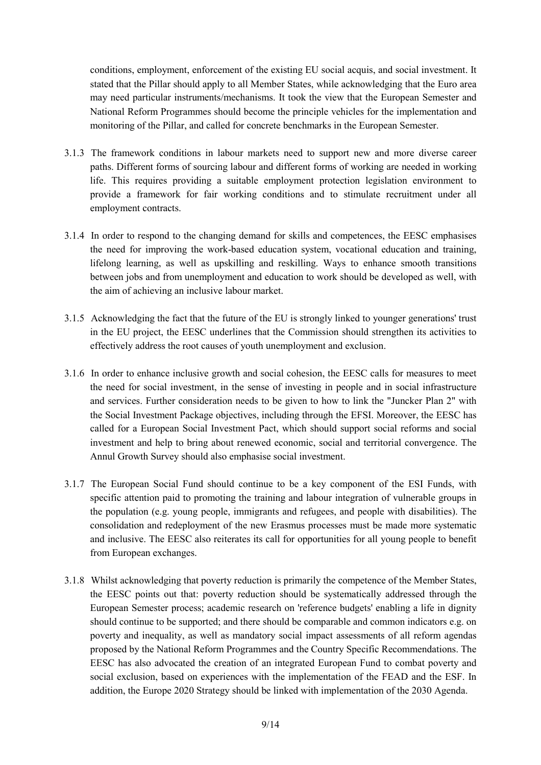conditions, employment, enforcement of the existing EU social acquis, and social investment. It stated that the Pillar should apply to all Member States, while acknowledging that the Euro area may need particular instruments/mechanisms. It took the view that the European Semester and National Reform Programmes should become the principle vehicles for the implementation and monitoring of the Pillar, and called for concrete benchmarks in the European Semester.

3.1.3 The framework conditions in labour markets need to support new and more diverse career paths. Different forms of sourcing labour and different forms of working are needed in working life. This requires providing a suitable employment protection legislation environment to provide a framework for fair working conditions and to stimulate recruitment under all employment contracts.

3.1.4 In order to respond to the changing demand for skills and competences, the EESC emphasises the need for improving the work-based education system, vocational education and training, lifelong learning, as well as upskilling and reskilling. Ways to enhance smooth transitions between jobs and from unemployment and education to work should be developed as well, with the aim of achieving an inclusive labour market.

3.1.5 Acknowledging the fact that the future of the EU is strongly linked to younger generations' trust in the EU project, the EESC underlines that the Commission should strengthen its activities to effectively address the root causes of youth unemployment and exclusion.

3.1.6 In order to enhance inclusive growth and social cohesion, the EESC calls for measures to meet the need for social investment, in the sense of investing in people and in social infrastructure and services. Further consideration needs to be given to how to link the "Juncker Plan 2" with the Social Investment Package objectives, including through the EFSI. Moreover, the EESC has called for a European Social Investment Pact, which should support social reforms and social investment and help to bring about renewed economic, social and territorial convergence. The Annul Growth Survey should also emphasise social investment.

3.1.7 The European Social Fund should continue to be a key component of the ESI Funds, with specific attention paid to promoting the training and labour integration of vulnerable groups in the population (e.g. young people, immigrants and refugees, and people with disabilities). The consolidation and redeployment of the new Erasmus processes must be made more systematic and inclusive. The EESC also reiterates its call for opportunities for all young people to benefit from European exchanges.

3.1.8 Whilst acknowledging that poverty reduction is primarily the competence of the Member States, the EESC points out that: poverty reduction should be systematically addressed through the European Semester process; academic research on 'reference budgets' enabling a life in dignity should continue to be supported; and there should be comparable and common indicators e.g. on poverty and inequality, as well as mandatory social impact assessments of all reform agendas proposed by the National Reform Programmes and the Country Specific Recommendations. The EESC has also advocated the creation of an integrated European Fund to combat poverty and social exclusion, based on experiences with the implementation of the FEAD and the ESF. In addition, the Europe 2020 Strategy should be linked with implementation of the 2030 Agenda.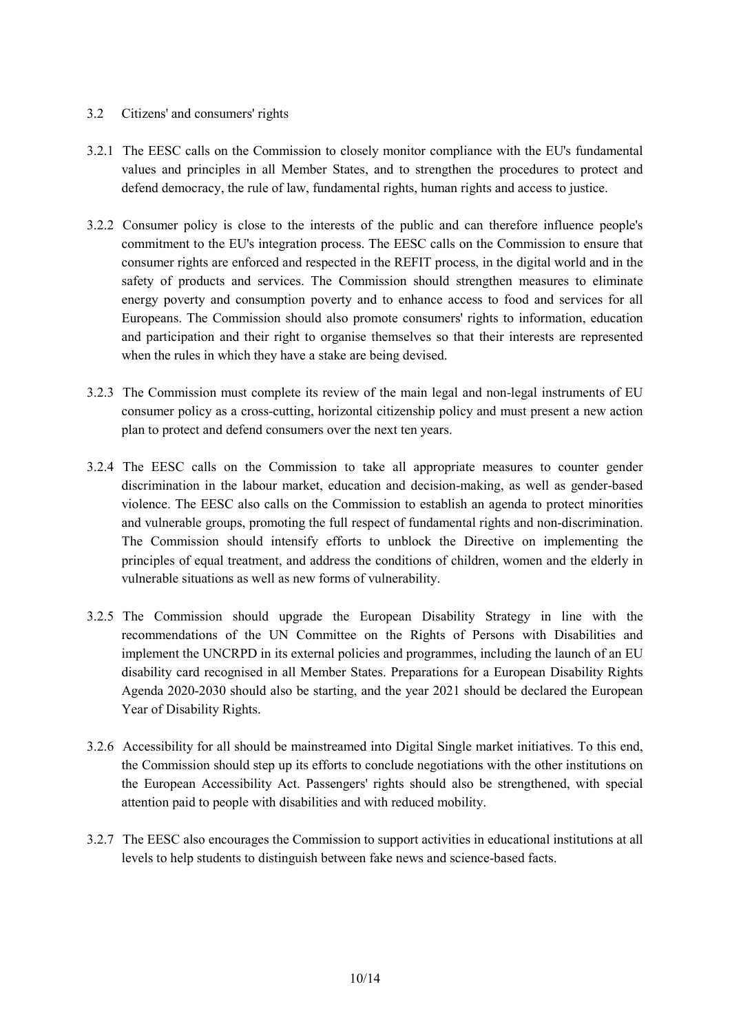### 3.2 Citizens' and consumers' rights

3.2.1 The EESC calls on the Commission to closely monitor compliance with the EU's fundamental values and principles in all Member States, and to strengthen the procedures to protect and defend democracy, the rule of law, fundamental rights, human rights and access to justice.

3.2.2 Consumer policy is close to the interests of the public and can therefore influence people's commitment to the EU's integration process. The EESC calls on the Commission to ensure that consumer rights are enforced and respected in the REFIT process, in the digital world and in the safety of products and services. The Commission should strengthen measures to eliminate energy poverty and consumption poverty and to enhance access to food and services for all Europeans. The Commission should also promote consumers' rights to information, education and participation and their right to organise themselves so that their interests are represented when the rules in which they have a stake are being devised.

3.2.3 The Commission must complete its review of the main legal and non-legal instruments of EU consumer policy as a cross-cutting, horizontal citizenship policy and must present a new action plan to protect and defend consumers over the next ten years.

3.2.4 The EESC calls on the Commission to take all appropriate measures to counter gender discrimination in the labour market, education and decision-making, as well as gender-based violence. The EESC also calls on the Commission to establish an agenda to protect minorities and vulnerable groups, promoting the full respect of fundamental rights and non-discrimination. The Commission should intensify efforts to unblock the Directive on implementing the principles of equal treatment, and address the conditions of children, women and the elderly in vulnerable situations as well as new forms of vulnerability.

3.2.5 The Commission should upgrade the European Disability Strategy in line with the recommendations of the UN Committee on the Rights of Persons with Disabilities and implement the UNCRPD in its external policies and programmes, including the launch of an EU disability card recognised in all Member States. Preparations for a European Disability Rights Agenda 2020-2030 should also be starting, and the year 2021 should be declared the European Year of Disability Rights.

3.2.6 Accessibility for all should be mainstreamed into Digital Single market initiatives. To this end, the Commission should step up its efforts to conclude negotiations with the other institutions on the European Accessibility Act. Passengers' rights should also be strengthened, with special attention paid to people with disabilities and with reduced mobility.

3.2.7 The EESC also encourages the Commission to support activities in educational institutions at all levels to help students to distinguish between fake news and science-based facts.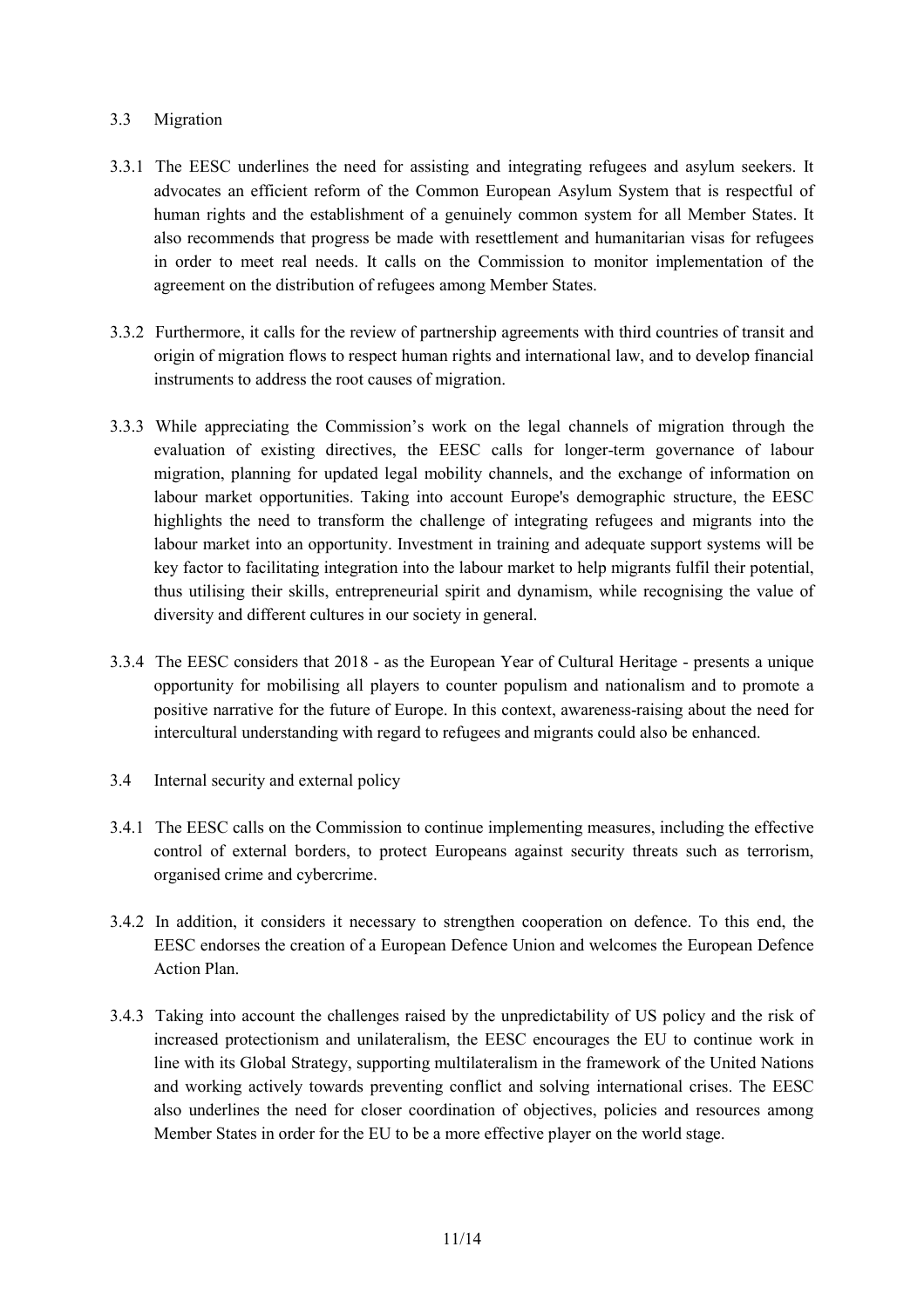### 3.3 Migration

3.3.1 The EESC underlines the need for assisting and integrating refugees and asylum seekers. It advocates an efficient reform of the Common European Asylum System that is respectful of human rights and the establishment of a genuinely common system for all Member States. It also recommends that progress be made with resettlement and humanitarian visas for refugees in order to meet real needs. It calls on the Commission to monitor implementation of the agreement on the distribution of refugees among Member States.

3.3.2 Furthermore, it calls for the review of partnership agreements with third countries of transit and origin of migration flows to respect human rights and international law, and to develop financial instruments to address the root causes of migration.

3.3.3 While appreciating the Commission's work on the legal channels of migration through the evaluation of existing directives, the EESC calls for longer-term governance of labour migration, planning for updated legal mobility channels, and the exchange of information on labour market opportunities. Taking into account Europe's demographic structure, the EESC highlights the need to transform the challenge of integrating refugees and migrants into the labour market into an opportunity. Investment in training and adequate support systems will be key factor to facilitating integration into the labour market to help migrants fulfil their potential, thus utilising their skills, entrepreneurial spirit and dynamism, while recognising the value of diversity and different cultures in our society in general.

3.3.4 The EESC considers that 2018 - as the European Year of Cultural Heritage - presents a unique opportunity for mobilising all players to counter populism and nationalism and to promote a positive narrative for the future of Europe. In this context, awareness-raising about the need for intercultural understanding with regard to refugees and migrants could also be enhanced.

### 3.4 Internal security and external policy

3.4.1 The EESC calls on the Commission to continue implementing measures, including the effective control of external borders, to protect Europeans against security threats such as terrorism, organised crime and cybercrime.

3.4.2 In addition, it considers it necessary to strengthen cooperation on defence. To this end, the EESC endorses the creation of a European Defence Union and welcomes the European Defence Action Plan.

3.4.3 Taking into account the challenges raised by the unpredictability of US policy and the risk of increased protectionism and unilateralism, the EESC encourages the EU to continue work in line with its Global Strategy, supporting multilateralism in the framework of the United Nations and working actively towards preventing conflict and solving international crises. The EESC also underlines the need for closer coordination of objectives, policies and resources among Member States in order for the EU to be a more effective player on the world stage.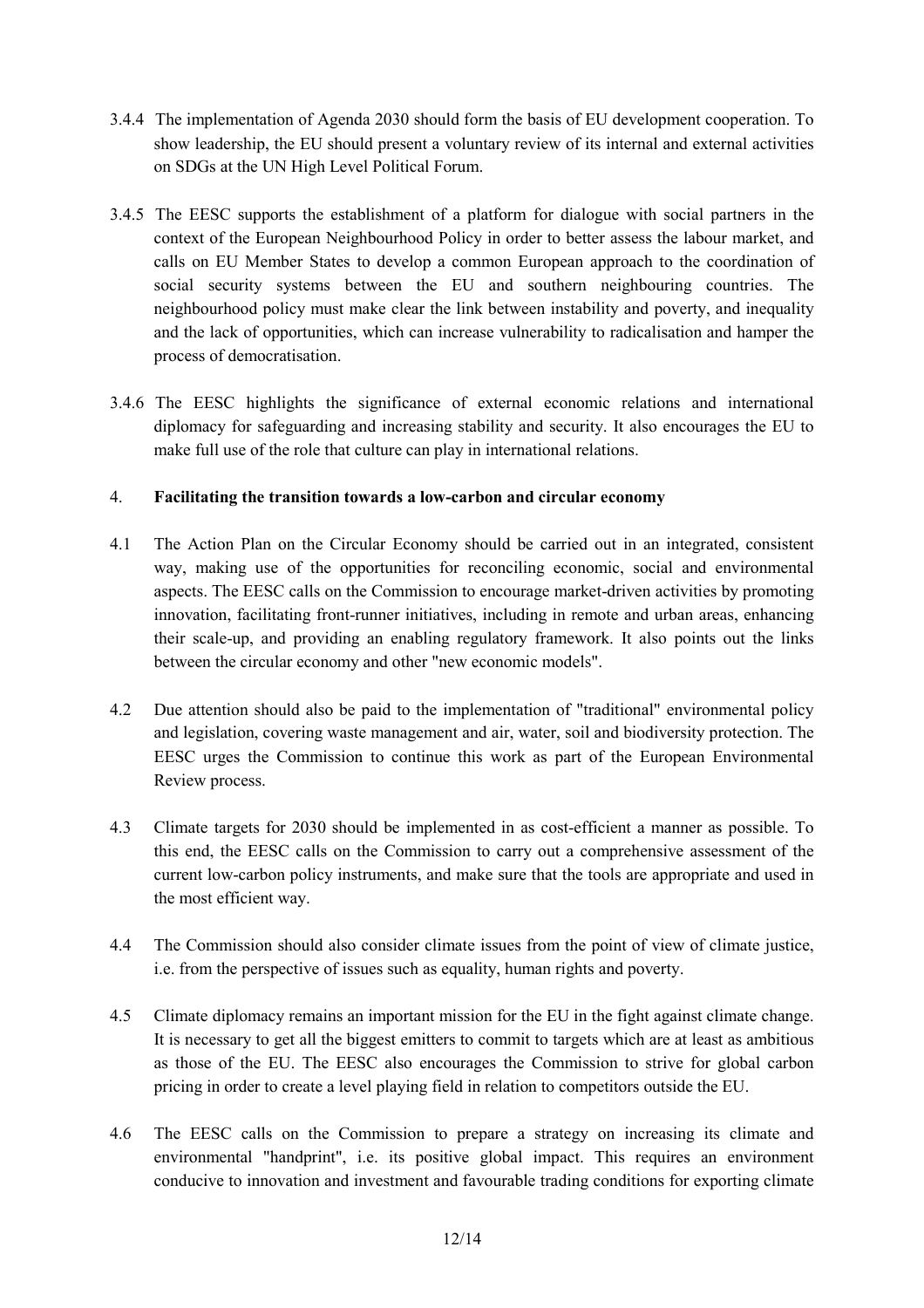3.4.4 The implementation of Agenda 2030 should form the basis of EU development cooperation. To show leadership, the EU should present a voluntary review of its internal and external activities on SDGs at the UN High Level Political Forum.

3.4.5 The EESC supports the establishment of a platform for dialogue with social partners in the context of the European Neighbourhood Policy in order to better assess the labour market, and calls on EU Member States to develop a common European approach to the coordination of social security systems between the EU and southern neighbouring countries. The neighbourhood policy must make clear the link between instability and poverty, and inequality and the lack of opportunities, which can increase vulnerability to radicalisation and hamper the process of democratisation.

3.4.6 The EESC highlights the significance of external economic relations and international diplomacy for safeguarding and increasing stability and security. It also encourages the EU to make full use of the role that culture can play in international relations.

## 4. Facilitating the transition towards a low-carbon and circular economy

4.1 The Action Plan on the Circular Economy should be carried out in an integrated, consistent way, making use of the opportunities for reconciling economic, social and environmental aspects. The EESC calls on the Commission to encourage market-driven activities by promoting innovation, facilitating front-runner initiatives, including in remote and urban areas, enhancing their scale-up, and providing an enabling regulatory framework. It also points out the links between the circular economy and other "new economic models".

4.2 Due attention should also be paid to the implementation of "traditional" environmental policy and legislation, covering waste management and air, water, soil and biodiversity protection. The EESC urges the Commission to continue this work as part of the European Environmental Review process.

4.3 Climate targets for 2030 should be implemented in as cost-efficient a manner as possible. To this end, the EESC calls on the Commission to carry out a comprehensive assessment of the current low-carbon policy instruments, and make sure that the tools are appropriate and used in the most efficient way.

4.4 The Commission should also consider climate issues from the point of view of climate justice, i.e. from the perspective of issues such as equality, human rights and poverty.

4.5 Climate diplomacy remains an important mission for the EU in the fight against climate change. It is necessary to get all the biggest emitters to commit to targets which are at least as ambitious as those of the EU. The EESC also encourages the Commission to strive for global carbon pricing in order to create a level playing field in relation to competitors outside the EU.

4.6 The EESC calls on the Commission to prepare a strategy on increasing its climate and environmental "handprint", i.e. its positive global impact. This requires an environment conducive to innovation and investment and favourable trading conditions for exporting climate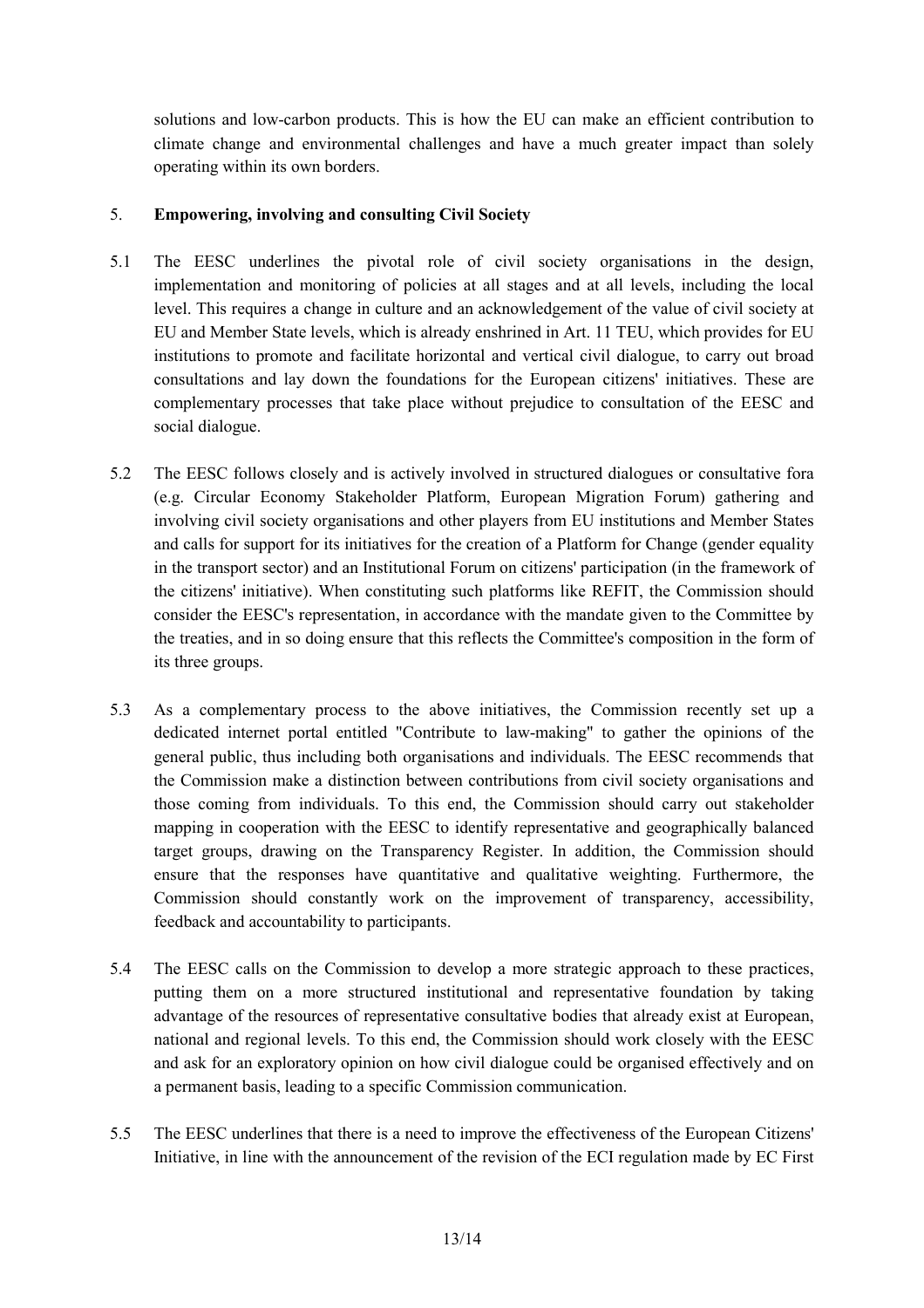solutions and low-carbon products. This is how the EU can make an efficient contribution to climate change and environmental challenges and have a much greater impact than solely operating within its own borders.

## 5. Empowering, involving and consulting Civil Society

5.1 The EESC underlines the pivotal role of civil society organisations in the design, implementation and monitoring of policies at all stages and at all levels, including the local level. This requires a change in culture and an acknowledgement of the value of civil society at EU and Member State levels, which is already enshrined in Art. 11 TEU, which provides for EU institutions to promote and facilitate horizontal and vertical civil dialogue, to carry out broad consultations and lay down the foundations for the European citizens' initiatives. These are complementary processes that take place without prejudice to consultation of the EESC and social dialogue.

5.2 The EESC follows closely and is actively involved in structured dialogues or consultative fora (e.g. Circular Economy Stakeholder Platform, European Migration Forum) gathering and involving civil society organisations and other players from EU institutions and Member States and calls for support for its initiatives for the creation of a Platform for Change (gender equality in the transport sector) and an Institutional Forum on citizens' participation (in the framework of the citizens' initiative). When constituting such platforms like REFIT, the Commission should consider the EESC's representation, in accordance with the mandate given to the Committee by the treaties, and in so doing ensure that this reflects the Committee's composition in the form of its three groups.

5.3 As a complementary process to the above initiatives, the Commission recently set up a dedicated internet portal entitled "Contribute to law-making" to gather the opinions of the general public, thus including both organisations and individuals. The EESC recommends that the Commission make a distinction between contributions from civil society organisations and those coming from individuals. To this end, the Commission should carry out stakeholder mapping in cooperation with the EESC to identify representative and geographically balanced target groups, drawing on the Transparency Register. In addition, the Commission should ensure that the responses have quantitative and qualitative weighting. Furthermore, the Commission should constantly work on the improvement of transparency, accessibility, feedback and accountability to participants.

5.4 The EESC calls on the Commission to develop a more strategic approach to these practices, putting them on a more structured institutional and representative foundation by taking advantage of the resources of representative consultative bodies that already exist at European, national and regional levels. To this end, the Commission should work closely with the EESC and ask for an exploratory opinion on how civil dialogue could be organised effectively and on a permanent basis, leading to a specific Commission communication.

5.5 The EESC underlines that there is a need to improve the effectiveness of the European Citizens' Initiative, in line with the announcement of the revision of the ECI regulation made by EC First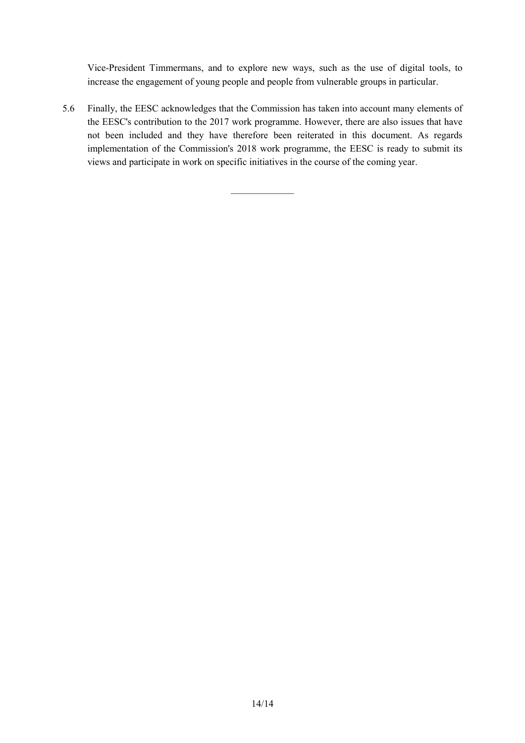Vice-President Timmermans, and to explore new ways, such as the use of digital tools, to increase the engagement of young people and people from vulnerable groups in particular.

5.6 Finally, the EESC acknowledges that the Commission has taken into account many elements of the EESC's contribution to the 2017 work programme. However, there are also issues that have not been included and they have therefore been reiterated in this document. As regards implementation of the Commission's 2018 work programme, the EESC is ready to submit its views and participate in work on specific initiatives in the course of the coming year.

_____________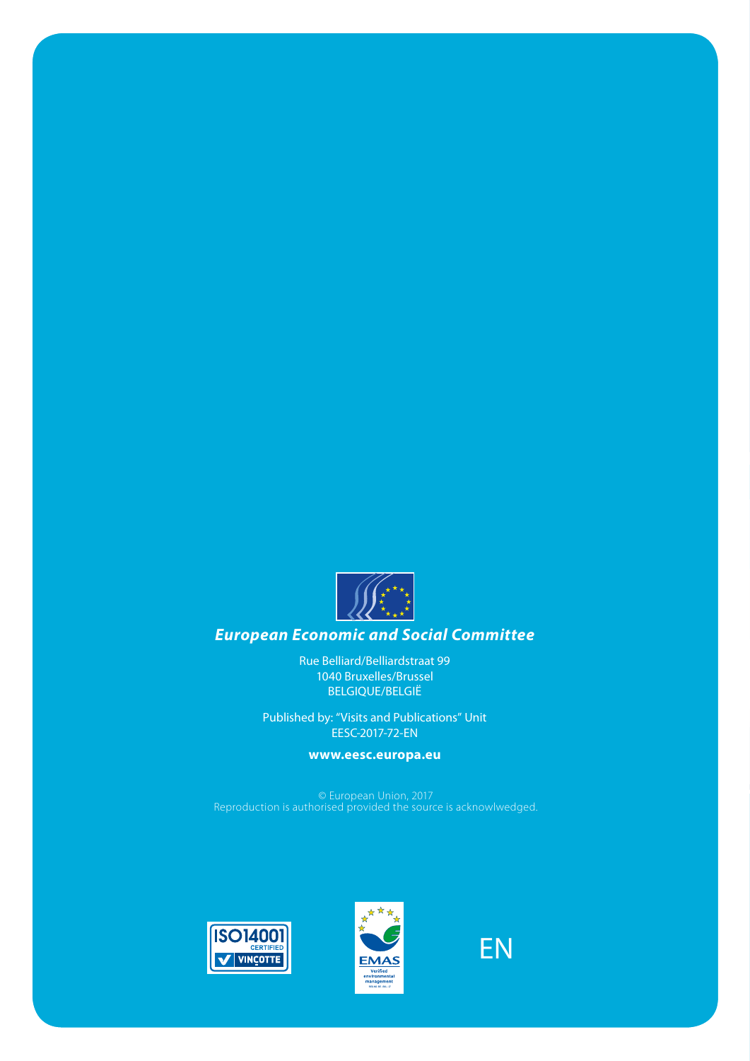***European Economic and Social Committee***

Rue Belliard/Belliardstraat 99
1040 Bruxelles/Brussel
BELGIQUE/BELGIË

Published by: "Visits and Publications" Unit
EESC-2017-72-EN

**www.eesc.europa.eu**

© European Union, 2017
Reproduction is authorised provided the source is acknowlwedged.

ISO14001 CERTIFIED VINÇOTTE

EMAS Verified environmental management

EN